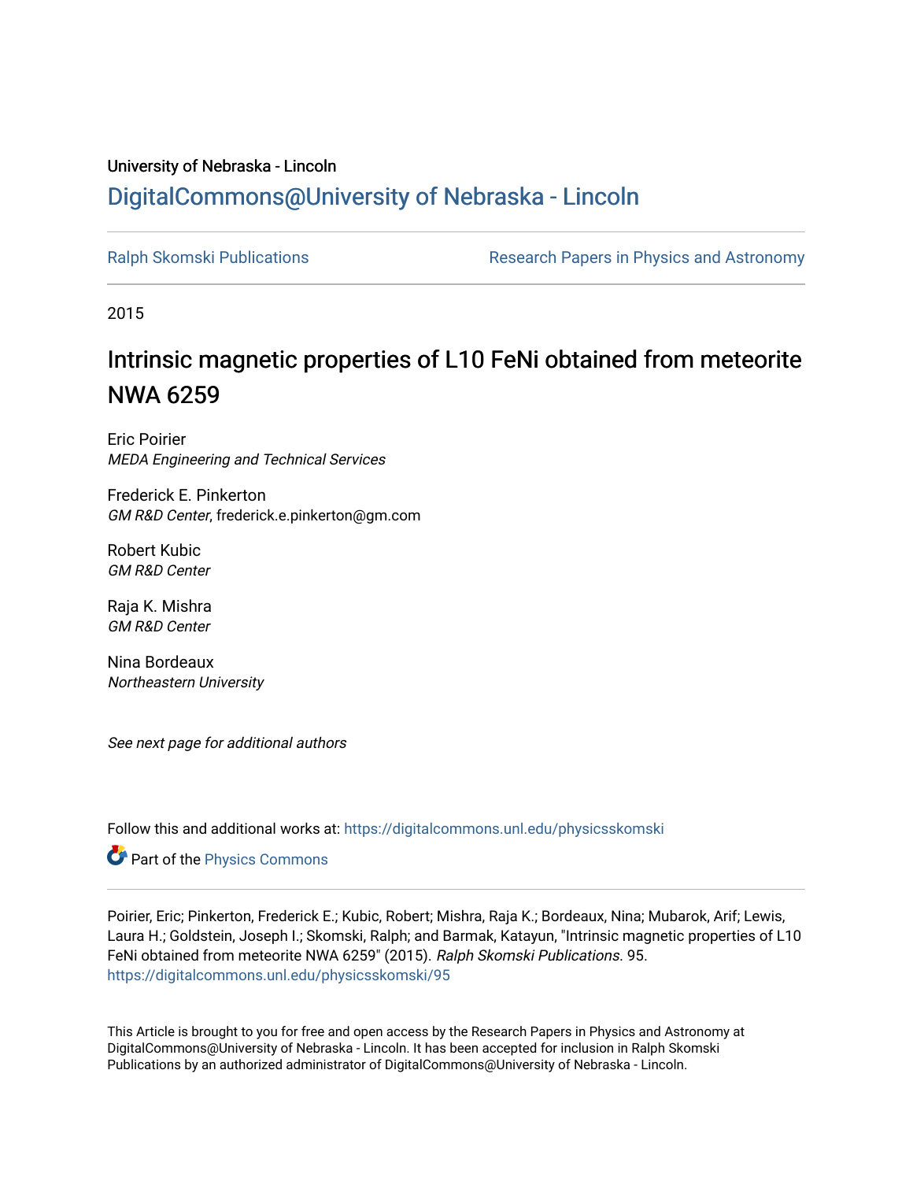University of Nebraska - Lincoln

# DigitalCommons@University of Nebraska - Lincoln

Ralph Skomski Publications

Research Papers in Physics and Astronomy

2015

## Intrinsic magnetic properties of L10 FeNi obtained from meteorite NWA 6259

Eric Poirier
*MEDA Engineering and Technical Services*

Frederick E. Pinkerton
*GM R&D Center*, frederick.e.pinkerton@gm.com

Robert Kubic
*GM R&D Center*

Raja K. Mishra
*GM R&D Center*

Nina Bordeaux
*Northeastern University*

*See next page for additional authors*

Follow this and additional works at: https://digitalcommons.unl.edu/physicsskomski

Part of the Physics Commons

Poirier, Eric; Pinkerton, Frederick E.; Kubic, Robert; Mishra, Raja K.; Bordeaux, Nina; Mubarok, Arif; Lewis, Laura H.; Goldstein, Joseph I.; Skomski, Ralph; and Barmak, Katayun, "Intrinsic magnetic properties of L10 FeNi obtained from meteorite NWA 6259" (2015). *Ralph Skomski Publications*. 95.
https://digitalcommons.unl.edu/physicsskomski/95

This Article is brought to you for free and open access by the Research Papers in Physics and Astronomy at DigitalCommons@University of Nebraska - Lincoln. It has been accepted for inclusion in Ralph Skomski Publications by an authorized administrator of DigitalCommons@University of Nebraska - Lincoln.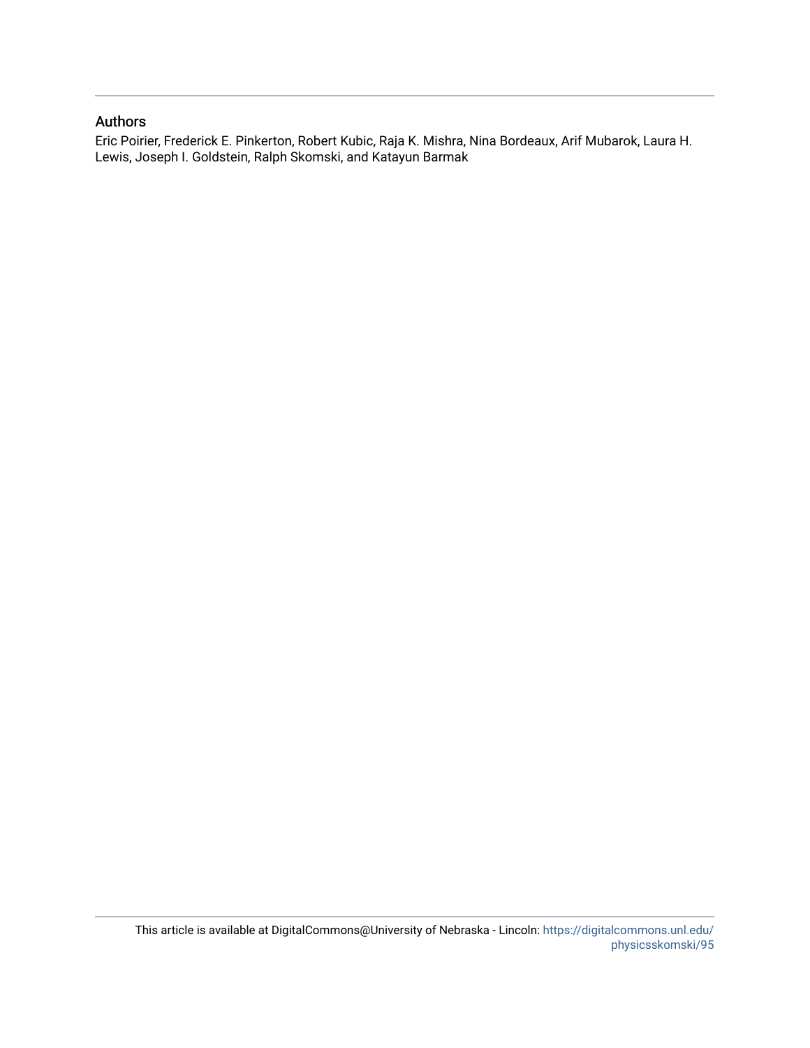## Authors

Eric Poirier, Frederick E. Pinkerton, Robert Kubic, Raja K. Mishra, Nina Bordeaux, Arif Mubarok, Laura H. Lewis, Joseph I. Goldstein, Ralph Skomski, and Katayun Barmak

This article is available at DigitalCommons@University of Nebraska - Lincoln: https://digitalcommons.unl.edu/physicsskomski/95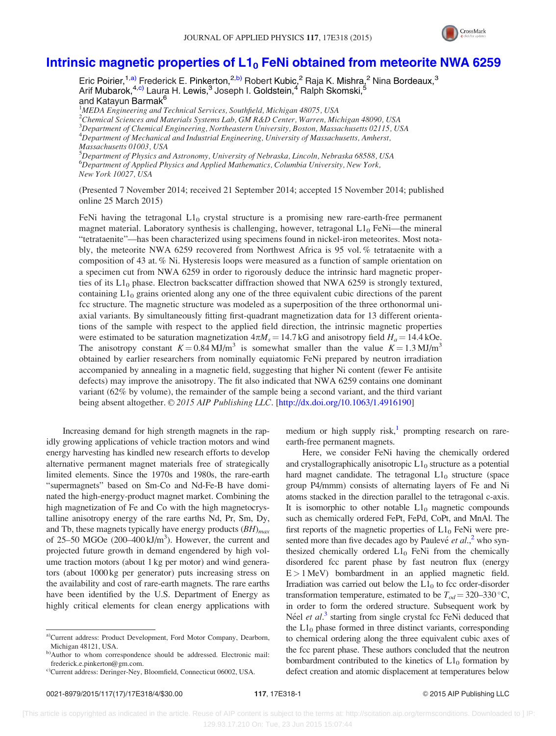# Intrinsic magnetic properties of $L1_0$ FeNi obtained from meteorite NWA 6259

Eric Poirier,[1,a)] Frederick E. Pinkerton,[2,b)] Robert Kubic,[2] Raja K. Mishra,[2] Nina Bordeaux,[3] Arif Mubarok,[4,c)] Laura H. Lewis,[3] Joseph I. Goldstein,[4] Ralph Skomski,[5] and Katayun Barmak[6]

[1]MEDA Engineering and Technical Services, Southfield, Michigan 48075, USA
[2]Chemical Sciences and Materials Systems Lab, GM R&D Center, Warren, Michigan 48090, USA
[3]Department of Chemical Engineering, Northeastern University, Boston, Massachusetts 02115, USA
[4]Department of Mechanical and Industrial Engineering, University of Massachusetts, Amherst, Massachusetts 01003, USA
[5]Department of Physics and Astronomy, University of Nebraska, Lincoln, Nebraska 68588, USA
[6]Department of Applied Physics and Applied Mathematics, Columbia University, New York, New York 10027, USA

(Presented 7 November 2014; received 21 September 2014; accepted 15 November 2014; published online 25 March 2015)

FeNi having the tetragonal $L1_0$ crystal structure is a promising new rare-earth-free permanent magnet material. Laboratory synthesis is challenging, however, tetragonal $L1_0$ FeNi—the mineral "tetrataenite"—has been characterized using specimens found in nickel-iron meteorites. Most notably, the meteorite NWA 6259 recovered from Northwest Africa is 95 vol. % tetrataenite with a composition of 43 at. % Ni. Hysteresis loops were measured as a function of sample orientation on a specimen cut from NWA 6259 in order to rigorously deduce the intrinsic hard magnetic properties of its $L1_0$ phase. Electron backscatter diffraction showed that NWA 6259 is strongly textured, containing $L1_0$ grains oriented along any one of the three equivalent cubic directions of the parent fcc structure. The magnetic structure was modeled as a superposition of the three orthonormal uniaxial variants. By simultaneously fitting first-quadrant magnetization data for 13 different orientations of the sample with respect to the applied field direction, the intrinsic magnetic properties were estimated to be saturation magnetization $4\pi M_s = 14.7$ kG and anisotropy field $H_a = 14.4$ kOe. The anisotropy constant $K = 0.84$ MJ/m$^3$ is somewhat smaller than the value $K = 1.3$ MJ/m$^3$ obtained by earlier researchers from nominally equiatomic FeNi prepared by neutron irradiation accompanied by annealing in a magnetic field, suggesting that higher Ni content (fewer Fe antisite defects) may improve the anisotropy. The fit also indicated that NWA 6259 contains one dominant variant (62% by volume), the remainder of the sample being a second variant, and the third variant being absent altogether. © 2015 AIP Publishing LLC. [http://dx.doi.org/10.1063/1.4916190]

Increasing demand for high strength magnets in the rapidly growing applications of vehicle traction motors and wind energy harvesting has kindled new research efforts to develop alternative permanent magnet materials free of strategically limited elements. Since the 1970s and 1980s, the rare-earth "supermagnets" based on Sm-Co and Nd-Fe-B have dominated the high-energy-product magnet market. Combining the high magnetization of Fe and Co with the high magnetocrystalline anisotropy energy of the rare earths Nd, Pr, Sm, Dy, and Tb, these magnets typically have energy products $(BH)_{max}$ of 25–50 MGOe (200–400 kJ/m$^3$). However, the current and projected future growth in demand engendered by high volume traction motors (about 1 kg per motor) and wind generators (about 1000 kg per generator) puts increasing stress on the availability and cost of rare-earth magnets. The rare earths have been identified by the U.S. Department of Energy as highly critical elements for clean energy applications with medium or high supply risk,[1] prompting research on rare-earth-free permanent magnets.

Here, we consider FeNi having the chemically ordered and crystallographically anisotropic $L1_0$ structure as a potential hard magnet candidate. The tetragonal $L1_0$ structure (space group P4/mmm) consists of alternating layers of Fe and Ni atoms stacked in the direction parallel to the tetragonal c-axis. It is isomorphic to other notable $L1_0$ magnetic compounds such as chemically ordered FePt, FePd, CoPt, and MnAl. The first reports of the magnetic properties of $L1_0$ FeNi were presented more than five decades ago by Paulevé *et al.*,[2] who synthesized chemically ordered $L1_0$ FeNi from the chemically disordered fcc parent phase by fast neutron flux (energy E > 1 MeV) bombardment in an applied magnetic field. Irradiation was carried out below the $L1_0$ to fcc order-disorder transformation temperature, estimated to be $T_{od} = 320$–$330\,^\circ$C, in order to form the ordered structure. Subsequent work by Néel *et al.*[3] starting from single crystal fcc FeNi deduced that the $L1_0$ phase formed in three distinct variants, corresponding to chemical ordering along the three equivalent cubic axes of the fcc parent phase. These authors concluded that the neutron bombardment contributed to the kinetics of $L1_0$ formation by defect creation and atomic displacement at temperatures below

a)Current address: Product Development, Ford Motor Company, Dearborn, Michigan 48121, USA.
b)Author to whom correspondence should be addressed. Electronic mail: frederick.e.pinkerton@gm.com.
c)Current address: Deringer-Ney, Bloomfield, Connecticut 06002, USA.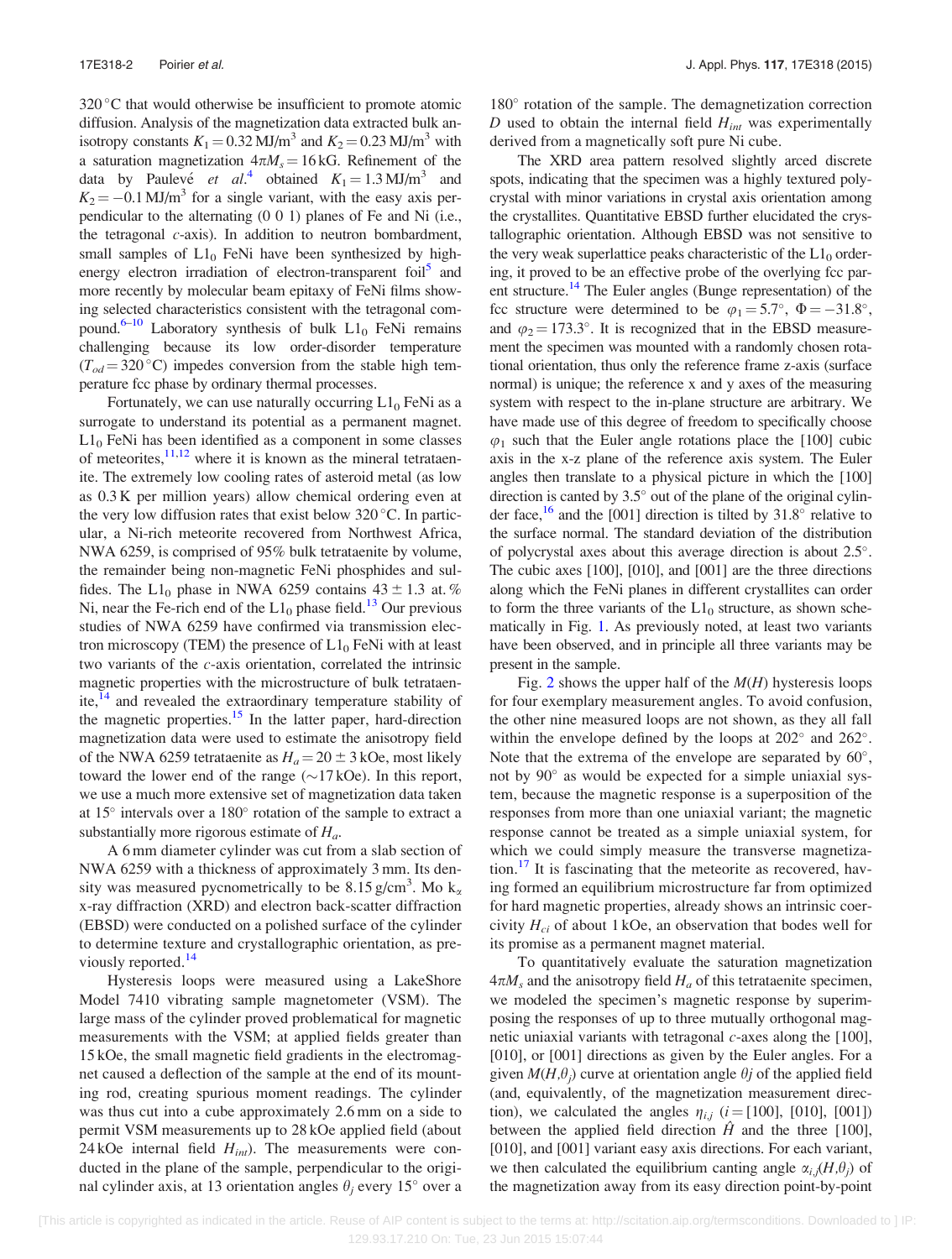320 °C that would otherwise be insufficient to promote atomic diffusion. Analysis of the magnetization data extracted bulk anisotropy constants $K_1 = 0.32\,\text{MJ/m}^3$ and $K_2 = 0.23\,\text{MJ/m}^3$ with a saturation magnetization $4\pi M_s = 16\,\text{kG}$. Refinement of the data by Paulevé *et al.*[4] obtained $K_1 = 1.3\,\text{MJ/m}^3$ and $K_2 = -0.1\,\text{MJ/m}^3$ for a single variant, with the easy axis perpendicular to the alternating (0 0 1) planes of Fe and Ni (i.e., the tetragonal *c*-axis). In addition to neutron bombardment, small samples of $L1_0$ FeNi have been synthesized by high-energy electron irradiation of electron-transparent foil[5] and more recently by molecular beam epitaxy of FeNi films showing selected characteristics consistent with the tetragonal compound.[6–10] Laboratory synthesis of bulk $L1_0$ FeNi remains challenging because its low order-disorder temperature ($T_{od} = 320\,°\text{C}$) impedes conversion from the stable high temperature fcc phase by ordinary thermal processes.

Fortunately, we can use naturally occurring $L1_0$ FeNi as a surrogate to understand its potential as a permanent magnet. $L1_0$ FeNi has been identified as a component in some classes of meteorites,[11,12] where it is known as the mineral tetrataenite. The extremely low cooling rates of asteroid metal (as low as 0.3 K per million years) allow chemical ordering even at the very low diffusion rates that exist below 320 °C. In particular, a Ni-rich meteorite recovered from Northwest Africa, NWA 6259, is comprised of 95% bulk tetrataenite by volume, the remainder being non-magnetic FeNi phosphides and sulfides. The $L1_0$ phase in NWA 6259 contains $43 \pm 1.3$ at. % Ni, near the Fe-rich end of the $L1_0$ phase field.[13] Our previous studies of NWA 6259 have confirmed via transmission electron microscopy (TEM) the presence of $L1_0$ FeNi with at least two variants of the *c*-axis orientation, correlated the intrinsic magnetic properties with the microstructure of bulk tetrataenite,[14] and revealed the extraordinary temperature stability of the magnetic properties.[15] In the latter paper, hard-direction magnetization data were used to estimate the anisotropy field of the NWA 6259 tetrataenite as $H_a = 20 \pm 3\,\text{kOe}$, most likely toward the lower end of the range (~17 kOe). In this report, we use a much more extensive set of magnetization data taken at 15° intervals over a 180° rotation of the sample to extract a substantially more rigorous estimate of $H_a$.

A 6 mm diameter cylinder was cut from a slab section of NWA 6259 with a thickness of approximately 3 mm. Its density was measured pycnometrically to be 8.15 g/cm³. Mo $k_\alpha$ x-ray diffraction (XRD) and electron back-scatter diffraction (EBSD) were conducted on a polished surface of the cylinder to determine texture and crystallographic orientation, as previously reported.[14]

Hysteresis loops were measured using a LakeShore Model 7410 vibrating sample magnetometer (VSM). The large mass of the cylinder proved problematical for magnetic measurements with the VSM; at applied fields greater than 15 kOe, the small magnetic field gradients in the electromagnet caused a deflection of the sample at the end of its mounting rod, creating spurious moment readings. The cylinder was thus cut into a cube approximately 2.6 mm on a side to permit VSM measurements up to 28 kOe applied field (about 24 kOe internal field $H_{int}$). The measurements were conducted in the plane of the sample, perpendicular to the original cylinder axis, at 13 orientation angles $\theta_j$ every 15° over a 180° rotation of the sample. The demagnetization correction $D$ used to obtain the internal field $H_{int}$ was experimentally derived from a magnetically soft pure Ni cube.

The XRD area pattern resolved slightly arced discrete spots, indicating that the specimen was a highly textured polycrystal with minor variations in crystal axis orientation among the crystallites. Quantitative EBSD further elucidated the crystallographic orientation. Although EBSD was not sensitive to the very weak superlattice peaks characteristic of the $L1_0$ ordering, it proved to be an effective probe of the overlying fcc parent structure.[14] The Euler angles (Bunge representation) of the fcc structure were determined to be $\varphi_1 = 5.7°$, $\Phi = -31.8°$, and $\varphi_2 = 173.3°$. It is recognized that in the EBSD measurement the specimen was mounted with a randomly chosen rotational orientation, thus only the reference frame z-axis (surface normal) is unique; the reference x and y axes of the measuring system with respect to the in-plane structure are arbitrary. We have made use of this degree of freedom to specifically choose $\varphi_1$ such that the Euler angle rotations place the [100] cubic axis in the x-z plane of the reference axis system. The Euler angles then translate to a physical picture in which the [100] direction is canted by 3.5° out of the plane of the original cylinder face,[16] and the [001] direction is tilted by 31.8° relative to the surface normal. The standard deviation of the distribution of polycrystal axes about this average direction is about 2.5°. The cubic axes [100], [010], and [001] are the three directions along which the FeNi planes in different crystallites can order to form the three variants of the $L1_0$ structure, as shown schematically in Fig. 1. As previously noted, at least two variants have been observed, and in principle all three variants may be present in the sample.

Fig. 2 shows the upper half of the $M(H)$ hysteresis loops for four exemplary measurement angles. To avoid confusion, the other nine measured loops are not shown, as they all fall within the envelope defined by the loops at 202° and 262°. Note that the extrema of the envelope are separated by 60°, not by 90° as would be expected for a simple uniaxial system, because the magnetic response is a superposition of the responses from more than one uniaxial variant; the magnetic response cannot be treated as a simple uniaxial system, for which we could simply measure the transverse magnetization.[17] It is fascinating that the meteorite as recovered, having formed an equilibrium microstructure far from optimized for hard magnetic properties, already shows an intrinsic coercivity $H_{ci}$ of about 1 kOe, an observation that bodes well for its promise as a permanent magnet material.

To quantitatively evaluate the saturation magnetization $4\pi M_s$ and the anisotropy field $H_a$ of this tetrataenite specimen, we modeled the specimen's magnetic response by superimposing the responses of up to three mutually orthogonal magnetic uniaxial variants with tetragonal *c*-axes along the [100], [010], or [001] directions as given by the Euler angles. For a given $M(H,\theta_j)$ curve at orientation angle $\theta j$ of the applied field (and, equivalently, of the magnetization measurement direction), we calculated the angles $\eta_{i,j}$ ($i$ = [100], [010], [001]) between the applied field direction $\hat{H}$ and the three [100], [010], and [001] variant easy axis directions. For each variant, we then calculated the equilibrium canting angle $\alpha_{i,j}(H,\theta_j)$ of the magnetization away from its easy direction point-by-point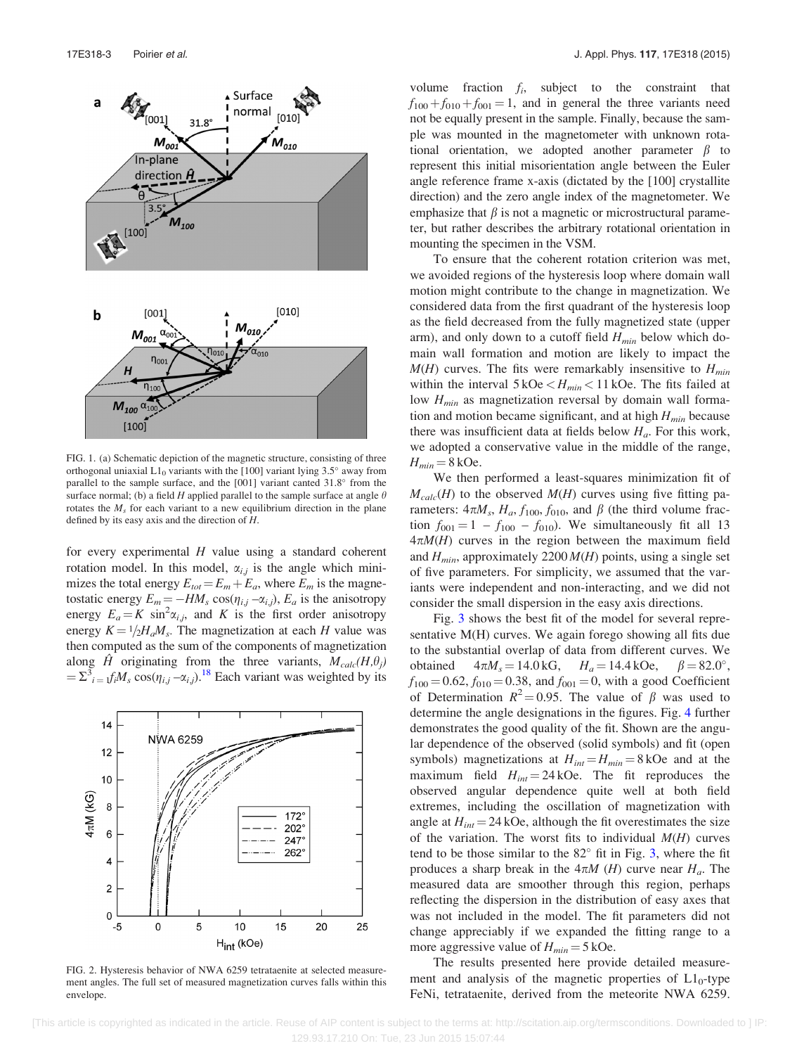FIG. 1. (a) Schematic depiction of the magnetic structure, consisting of three orthogonal uniaxial $L1_0$ variants with the [100] variant lying 3.5° away from parallel to the sample surface, and the [001] variant canted 31.8° from the surface normal; (b) a field $H$ applied parallel to the sample surface at angle $\theta$ rotates the $M_s$ for each variant to a new equilibrium direction in the plane defined by its easy axis and the direction of $H$.

for every experimental $H$ value using a standard coherent rotation model. In this model, $\alpha_{i,j}$ is the angle which minimizes the total energy $E_{tot} = E_m + E_a$, where $E_m$ is the magnetostatic energy $E_m = -HM_s \cos(\eta_{i,j} - \alpha_{i,j})$, $E_a$ is the anisotropy energy $E_a = K \sin^2\alpha_{i,j}$, and $K$ is the first order anisotropy energy $K = {}^1\!/_2 H_a M_s$. The magnetization at each $H$ value was then computed as the sum of the components of magnetization along $\hat{H}$ originating from the three variants, $M_{calc}(H,\theta_j) = \Sigma^3_{i=1} f_i M_s \cos(\eta_{i,j} - \alpha_{i,j})$.[18] Each variant was weighted by its volume fraction $f_i$, subject to the constraint that $f_{100} + f_{010} + f_{001} = 1$, and in general the three variants need not be equally present in the sample. Finally, because the sample was mounted in the magnetometer with unknown rotational orientation, we adopted another parameter $\beta$ to represent this initial misorientation angle between the Euler angle reference frame x-axis (dictated by the [100] crystallite direction) and the zero angle index of the magnetometer. We emphasize that $\beta$ is not a magnetic or microstructural parameter, but rather describes the arbitrary rotational orientation in mounting the specimen in the VSM.

FIG. 2. Hysteresis behavior of NWA 6259 tetrataenite at selected measurement angles. The full set of measured magnetization curves falls within this envelope.

To ensure that the coherent rotation criterion was met, we avoided regions of the hysteresis loop where domain wall motion might contribute to the change in magnetization. We considered data from the first quadrant of the hysteresis loop as the field decreased from the fully magnetized state (upper arm), and only down to a cutoff field $H_{min}$ below which domain wall formation and motion are likely to impact the $M(H)$ curves. The fits were remarkably insensitive to $H_{min}$ within the interval $5\,\text{kOe} < H_{min} < 11\,\text{kOe}$. The fits failed at low $H_{min}$ as magnetization reversal by domain wall formation and motion became significant, and at high $H_{min}$ because there was insufficient data at fields below $H_a$. For this work, we adopted a conservative value in the middle of the range, $H_{min} = 8\,\text{kOe}$.

We then performed a least-squares minimization fit of $M_{calc}(H)$ to the observed $M(H)$ curves using five fitting parameters: $4\pi M_s$, $H_a$, $f_{100}$, $f_{010}$, and $\beta$ (the third volume fraction $f_{001} = 1 - f_{100} - f_{010}$). We simultaneously fit all 13 $4\pi M(H)$ curves in the region between the maximum field and $H_{min}$, approximately 2200 $M(H)$ points, using a single set of five parameters. For simplicity, we assumed that the variants were independent and non-interacting, and we did not consider the small dispersion in the easy axis directions.

Fig. 3 shows the best fit of the model for several representative M(H) curves. We again forego showing all fits due to the substantial overlap of data from different curves. We obtained $4\pi M_s = 14.0\,\text{kG}$, $H_a = 14.4\,\text{kOe}$, $\beta = 82.0°$, $f_{100} = 0.62$, $f_{010} = 0.38$, and $f_{001} = 0$, with a good Coefficient of Determination $R^2 = 0.95$. The value of $\beta$ was used to determine the angle designations in the figures. Fig. 4 further demonstrates the good quality of the fit. Shown are the angular dependence of the observed (solid symbols) and fit (open symbols) magnetizations at $H_{int} = H_{min} = 8\,\text{kOe}$ and at the maximum field $H_{int} = 24\,\text{kOe}$. The fit reproduces the observed angular dependence quite well at both field extremes, including the oscillation of magnetization with angle at $H_{int} = 24\,\text{kOe}$, although the fit overestimates the size of the variation. The worst fits to individual $M(H)$ curves tend to be those similar to the 82° fit in Fig. 3, where the fit produces a sharp break in the $4\pi M$ $(H)$ curve near $H_a$. The measured data are smoother through this region, perhaps reflecting the dispersion in the distribution of easy axes that was not included in the model. The fit parameters did not change appreciably if we expanded the fitting range to a more aggressive value of $H_{min} = 5\,\text{kOe}$.

The results presented here provide detailed measurement and analysis of the magnetic properties of $L1_0$-type FeNi, tetrataenite, derived from the meteorite NWA 6259.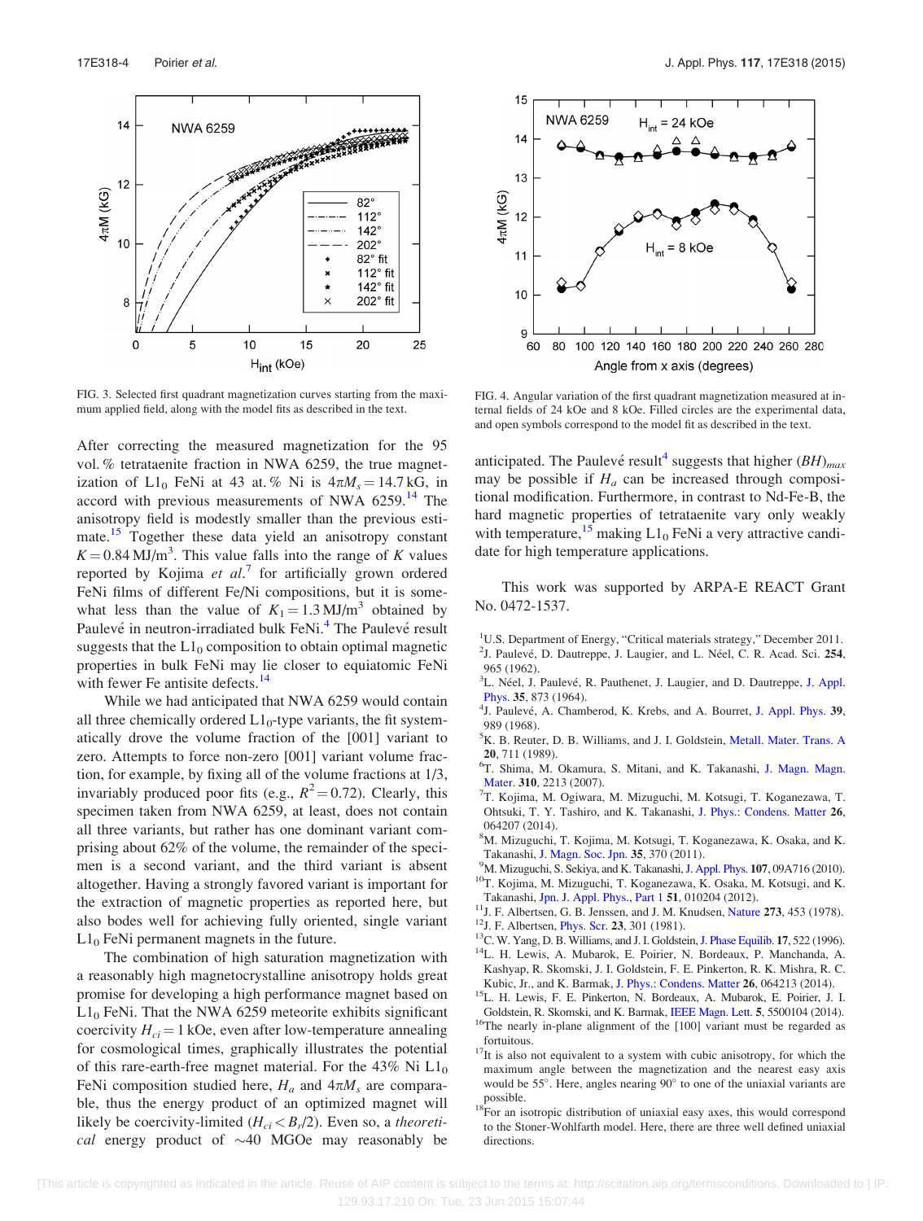NWA 6259

4πM (kG)

14

12

10

8

0 5 10 15 20 25

$H_{int}$ (kOe)

82°
112°
142°
202°
82° fit
112° fit
142° fit
202° fit

FIG. 3. Selected first quadrant magnetization curves starting from the maximum applied field, along with the model fits as described in the text.

NWA 6259

$H_{int}$ = 24 kOe

$H_{int}$ = 8 kOe

4πM (kG)

15
14
13
12
11
10
9

60 80 100 120 140 160 180 200 220 240 260 280

Angle from x axis (degrees)

FIG. 4. Angular variation of the first quadrant magnetization measured at internal fields of 24 kOe and 8 kOe. Filled circles are the experimental data, and open symbols correspond to the model fit as described in the text.

After correcting the measured magnetization for the 95 vol. % tetrataenite fraction in NWA 6259, the true magnetization of $L1_0$ FeNi at 43 at. % Ni is $4\pi M_s = 14.7$ kG, in accord with previous measurements of NWA 6259.[14] The anisotropy field is modestly smaller than the previous estimate.[15] Together these data yield an anisotropy constant $K = 0.84$ MJ/m$^3$. This value falls into the range of $K$ values reported by Kojima *et al.*[7] for artificially grown ordered FeNi films of different Fe/Ni compositions, but it is somewhat less than the value of $K_1 = 1.3$ MJ/m$^3$ obtained by Paulevé in neutron-irradiated bulk FeNi.[4] The Paulevé result suggests that the $L1_0$ composition to obtain optimal magnetic properties in bulk FeNi may lie closer to equiatomic FeNi with fewer Fe antisite defects.[14]

While we had anticipated that NWA 6259 would contain all three chemically ordered $L1_0$-type variants, the fit systematically drove the volume fraction of the [001] variant to zero. Attempts to force non-zero [001] variant volume fraction, for example, by fixing all of the volume fractions at 1/3, invariably produced poor fits (e.g., $R^2 = 0.72$). Clearly, this specimen taken from NWA 6259, at least, does not contain all three variants, but rather has one dominant variant comprising about 62% of the volume, the remainder of the specimen is a second variant, and the third variant is absent altogether. Having a strongly favored variant is important for the extraction of magnetic properties as reported here, but also bodes well for achieving fully oriented, single variant $L1_0$ FeNi permanent magnets in the future.

The combination of high saturation magnetization with a reasonably high magnetocrystalline anisotropy holds great promise for developing a high performance magnet based on $L1_0$ FeNi. That the NWA 6259 meteorite exhibits significant coercivity $H_{ci} = 1$ kOe, even after low-temperature annealing for cosmological times, graphically illustrates the potential of this rare-earth-free magnet material. For the 43% Ni $L1_0$ FeNi composition studied here, $H_a$ and $4\pi M_s$ are comparable, thus the energy product of an optimized magnet will likely be coercivity-limited ($H_{ci} < B_r/2$). Even so, a *theoretical* energy product of ~40 MGOe may reasonably be anticipated. The Paulevé result[4] suggests that higher $(BH)_{max}$ may be possible if $H_a$ can be increased through compositional modification. Furthermore, in contrast to Nd-Fe-B, the hard magnetic properties of tetrataenite vary only weakly with temperature,[15] making $L1_0$ FeNi a very attractive candidate for high temperature applications.

This work was supported by ARPA-E REACT Grant No. 0472-1537.

[1] U.S. Department of Energy, "Critical materials strategy," December 2011.
[2] J. Paulevé, D. Dautreppe, J. Laugier, and L. Néel, C. R. Acad. Sci. **254**, 965 (1962).
[3] L. Néel, J. Paulevé, R. Pauthenet, J. Laugier, and D. Dautreppe, J. Appl. Phys. **35**, 873 (1964).
[4] J. Paulevé, A. Chamberod, K. Krebs, and A. Bourret, J. Appl. Phys. **39**, 989 (1968).
[5] K. B. Reuter, D. B. Williams, and J. I. Goldstein, Metall. Mater. Trans. A **20**, 711 (1989).
[6] T. Shima, M. Okamura, S. Mitani, and K. Takanashi, J. Magn. Magn. Mater. **310**, 2213 (2007).
[7] T. Kojima, M. Ogiwara, M. Mizuguchi, M. Kotsugi, T. Koganezawa, T. Ohtsuki, T. Y. Tashiro, and K. Takanashi, J. Phys.: Condens. Matter **26**, 064207 (2014).
[8] M. Mizuguchi, T. Kojima, M. Kotsugi, T. Koganezawa, K. Osaka, and K. Takanashi, J. Magn. Soc. Jpn. **35**, 370 (2011).
[9] M. Mizuguchi, S. Sekiya, and K. Takanashi, J. Appl. Phys. **107**, 09A716 (2010).
[10] T. Kojima, M. Mizuguchi, T. Koganezawa, K. Osaka, M. Kotsugi, and K. Takanashi, Jpn. J. Appl. Phys., Part 1 **51**, 010204 (2012).
[11] J. F. Albertsen, G. B. Jenssen, and J. M. Knudsen, Nature **273**, 453 (1978).
[12] J. F. Albertsen, Phys. Scr. **23**, 301 (1981).
[13] C. W. Yang, D. B. Williams, and J. I. Goldstein, J. Phase Equilib. **17**, 522 (1996).
[14] L. H. Lewis, A. Mubarok, E. Poirier, N. Bordeaux, P. Manchanda, A. Kashyap, R. Skomski, J. I. Goldstein, F. E. Pinkerton, R. K. Mishra, R. C. Kubic, Jr., and K. Barmak, J. Phys.: Condens. Matter **26**, 064213 (2014).
[15] L. H. Lewis, F. E. Pinkerton, N. Bordeaux, A. Mubarok, E. Poirier, J. I. Goldstein, R. Skomski, and K. Barmak, IEEE Magn. Lett. **5**, 5500104 (2014).
[16] The nearly in-plane alignment of the [100] variant must be regarded as fortuitous.
[17] It is also not equivalent to a system with cubic anisotropy, for which the maximum angle between the magnetization and the nearest easy axis would be 55°. Here, angles nearing 90° to one of the uniaxial variants are possible.
[18] For an isotropic distribution of uniaxial easy axes, this would correspond to the Stoner-Wohlfarth model. Here, there are three well defined uniaxial directions.